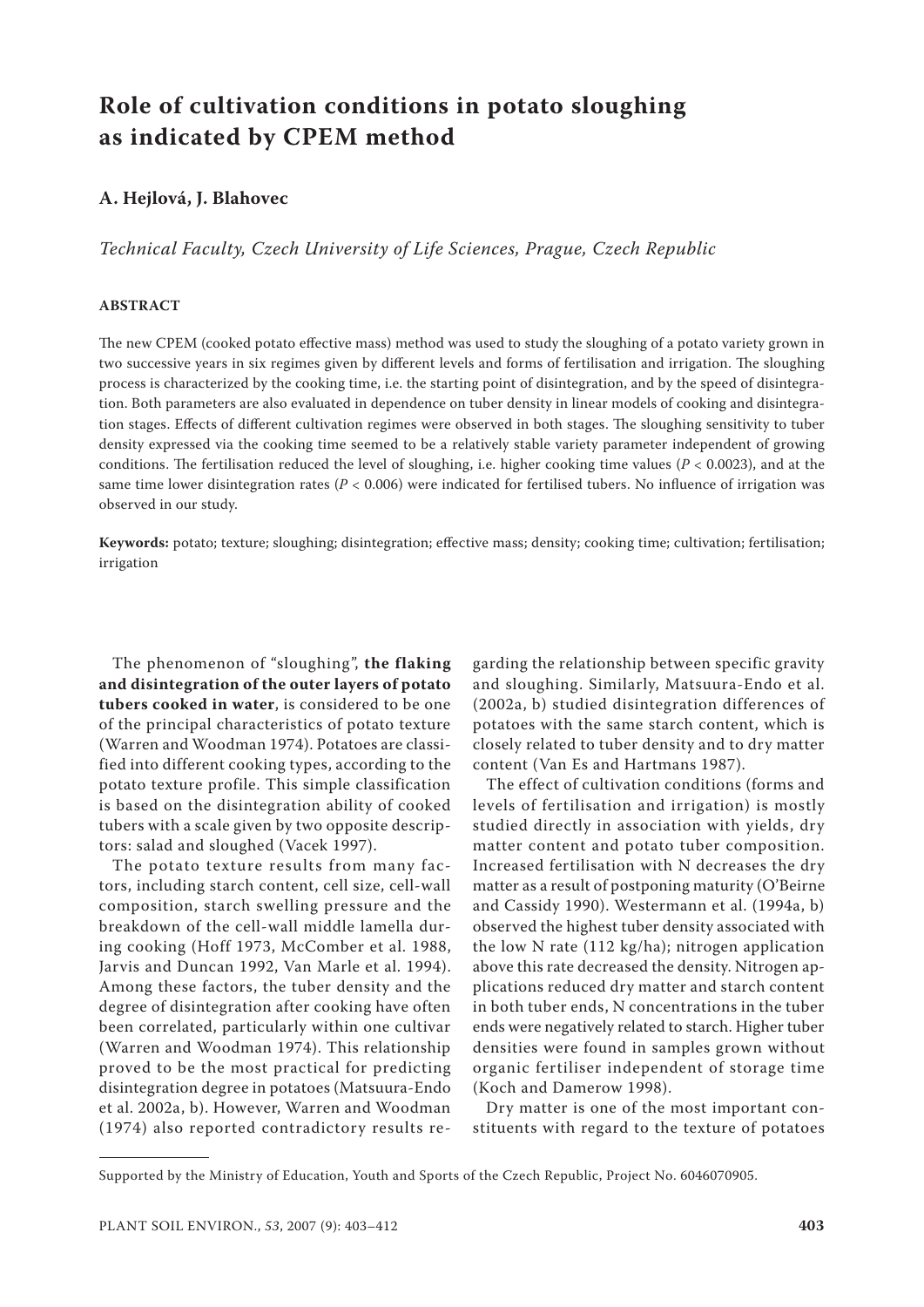# Role of cultivation conditions in potato sloughing as indicated by CPEM method

**A. Hejlová, J. Blahovec**

*Technical Faculty, Czech University of Life Sciences, Prague, Czech Republic*

## ABSTRACT

The new CPEM (cooked potato effective mass) method was used to study the sloughing of a potato variety grown in two successive years in six regimes given by different levels and forms of fertilisation and irrigation. The sloughing process is characterized by the cooking time, i.e. the starting point of disintegration, and by the speed of disintegration. Both parameters are also evaluated in dependence on tuber density in linear models of cooking and disintegration stages. Effects of different cultivation regimes were observed in both stages. The sloughing sensitivity to tuber density expressed via the cooking time seemed to be a relatively stable variety parameter independent of growing conditions. The fertilisation reduced the level of sloughing, i.e. higher cooking time values ($P < 0.0023$), and at the same time lower disintegration rates ($P < 0.006$) were indicated for fertilised tubers. No influence of irrigation was observed in our study.

**Keywords:** potato; texture; sloughing; disintegration; effective mass; density; cooking time; cultivation; fertilisation; irrigation

The phenomenon of "sloughing", **the flaking and disintegration of the outer layers of potato tubers cooked in water**, is considered to be one of the principal characteristics of potato texture (Warren and Woodman 1974). Potatoes are classified into different cooking types, according to the potato texture profile. This simple classification is based on the disintegration ability of cooked tubers with a scale given by two opposite descriptors: salad and sloughed (Vacek 1997).

The potato texture results from many factors, including starch content, cell size, cell-wall composition, starch swelling pressure and the breakdown of the cell-wall middle lamella during cooking (Hoff 1973, McComber et al. 1988, Jarvis and Duncan 1992, Van Marle et al. 1994). Among these factors, the tuber density and the degree of disintegration after cooking have often been correlated, particularly within one cultivar (Warren and Woodman 1974). This relationship proved to be the most practical for predicting disintegration degree in potatoes (Matsuura-Endo et al. 2002a, b). However, Warren and Woodman (1974) also reported contradictory results regarding the relationship between specific gravity and sloughing. Similarly, Matsuura-Endo et al. (2002a, b) studied disintegration differences of potatoes with the same starch content, which is closely related to tuber density and to dry matter content (Van Es and Hartmans 1987).

The effect of cultivation conditions (forms and levels of fertilisation and irrigation) is mostly studied directly in association with yields, dry matter content and potato tuber composition. Increased fertilisation with N decreases the dry matter as a result of postponing maturity (O'Beirne and Cassidy 1990). Westermann et al. (1994a, b) observed the highest tuber density associated with the low N rate (112 kg/ha); nitrogen application above this rate decreased the density. Nitrogen applications reduced dry matter and starch content in both tuber ends, N concentrations in the tuber ends were negatively related to starch. Higher tuber densities were found in samples grown without organic fertiliser independent of storage time (Koch and Damerow 1998).

Dry matter is one of the most important constituents with regard to the texture of potatoes

---

Supported by the Ministry of Education, Youth and Sports of the Czech Republic, Project No. 6046070905.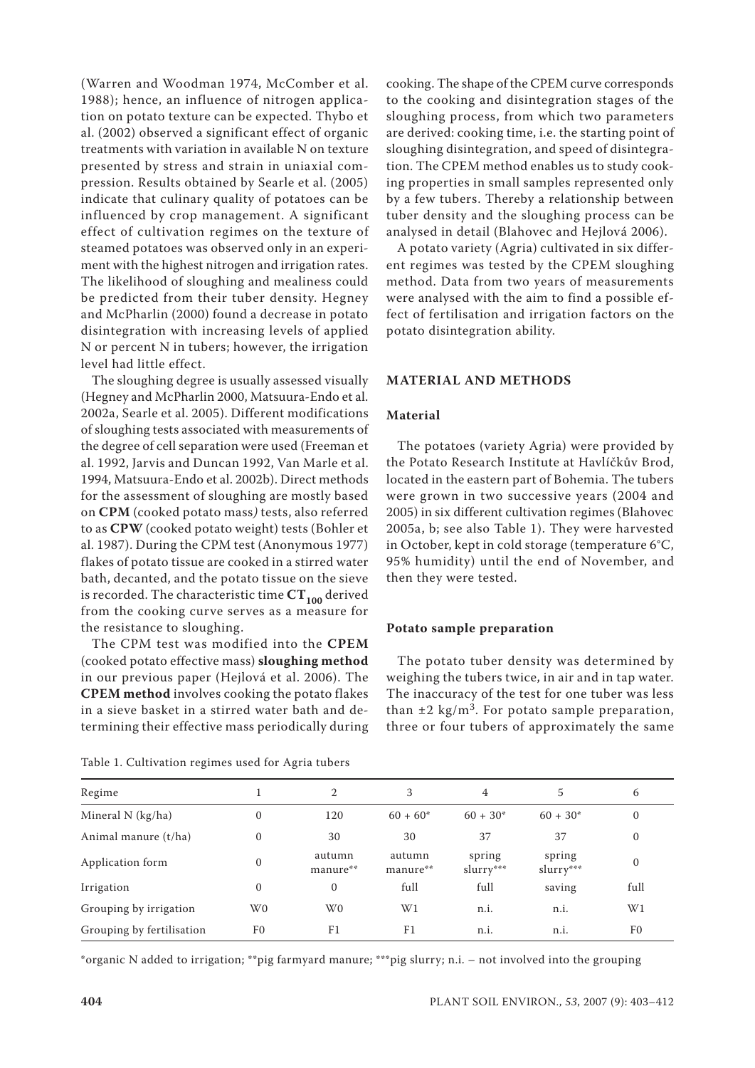(Warren and Woodman 1974, McComber et al. 1988); hence, an influence of nitrogen application on potato texture can be expected. Thybo et al. (2002) observed a significant effect of organic treatments with variation in available N on texture presented by stress and strain in uniaxial compression. Results obtained by Searle et al. (2005) indicate that culinary quality of potatoes can be influenced by crop management. A significant effect of cultivation regimes on the texture of steamed potatoes was observed only in an experiment with the highest nitrogen and irrigation rates. The likelihood of sloughing and mealiness could be predicted from their tuber density. Hegney and McPharlin (2000) found a decrease in potato disintegration with increasing levels of applied N or percent N in tubers; however, the irrigation level had little effect.

The sloughing degree is usually assessed visually (Hegney and McPharlin 2000, Matsuura-Endo et al. 2002a, Searle et al. 2005). Different modifications of sloughing tests associated with measurements of the degree of cell separation were used (Freeman et al. 1992, Jarvis and Duncan 1992, Van Marle et al. 1994, Matsuura-Endo et al. 2002b). Direct methods for the assessment of sloughing are mostly based on **CPM** (cooked potato mass*)* tests, also referred to as **CPW** (cooked potato weight) tests (Bohler et al. 1987). During the CPM test (Anonymous 1977) flakes of potato tissue are cooked in a stirred water bath, decanted, and the potato tissue on the sieve is recorded. The characteristic time $\mathbf{CT_{100}}$ derived from the cooking curve serves as a measure for the resistance to sloughing.

The CPM test was modified into the **CPEM** (cooked potato effective mass) **sloughing method** in our previous paper (Hejlová et al. 2006). The **CPEM method** involves cooking the potato flakes in a sieve basket in a stirred water bath and determining their effective mass periodically during cooking. The shape of the CPEM curve corresponds to the cooking and disintegration stages of the sloughing process, from which two parameters are derived: cooking time, i.e. the starting point of sloughing disintegration, and speed of disintegration. The CPEM method enables us to study cooking properties in small samples represented only by a few tubers. Thereby a relationship between tuber density and the sloughing process can be analysed in detail (Blahovec and Hejlová 2006).

A potato variety (Agria) cultivated in six different regimes was tested by the CPEM sloughing method. Data from two years of measurements were analysed with the aim to find a possible effect of fertilisation and irrigation factors on the potato disintegration ability.

## MATERIAL AND METHODS

### Material

The potatoes (variety Agria) were provided by the Potato Research Institute at Havlíčkův Brod, located in the eastern part of Bohemia. The tubers were grown in two successive years (2004 and 2005) in six different cultivation regimes (Blahovec 2005a, b; see also Table 1). They were harvested in October, kept in cold storage (temperature 6°C, 95% humidity) until the end of November, and then they were tested.

### Potato sample preparation

The potato tuber density was determined by weighing the tubers twice, in air and in tap water. The inaccuracy of the test for one tuber was less than ±2 kg/m$^3$. For potato sample preparation, three or four tubers of approximately the same

Table 1. Cultivation regimes used for Agria tubers

| Regime | 1 | 2 | 3 | 4 | 5 | 6 |
|---|---|---|---|---|---|---|
| Mineral N (kg/ha) | 0 | 120 | 60 + 60* | 60 + 30* | 60 + 30* | 0 |
| Animal manure (t/ha) | 0 | 30 | 30 | 37 | 37 | 0 |
| Application form | 0 | autumn manure** | autumn manure** | spring slurry*** | spring slurry*** | 0 |
| Irrigation | 0 | 0 | full | full | saving | full |
| Grouping by irrigation | W0 | W0 | W1 | n.i. | n.i. | W1 |
| Grouping by fertilisation | F0 | F1 | F1 | n.i. | n.i. | F0 |

*organic N added to irrigation; **pig farmyard manure; ***pig slurry; n.i. – not involved into the grouping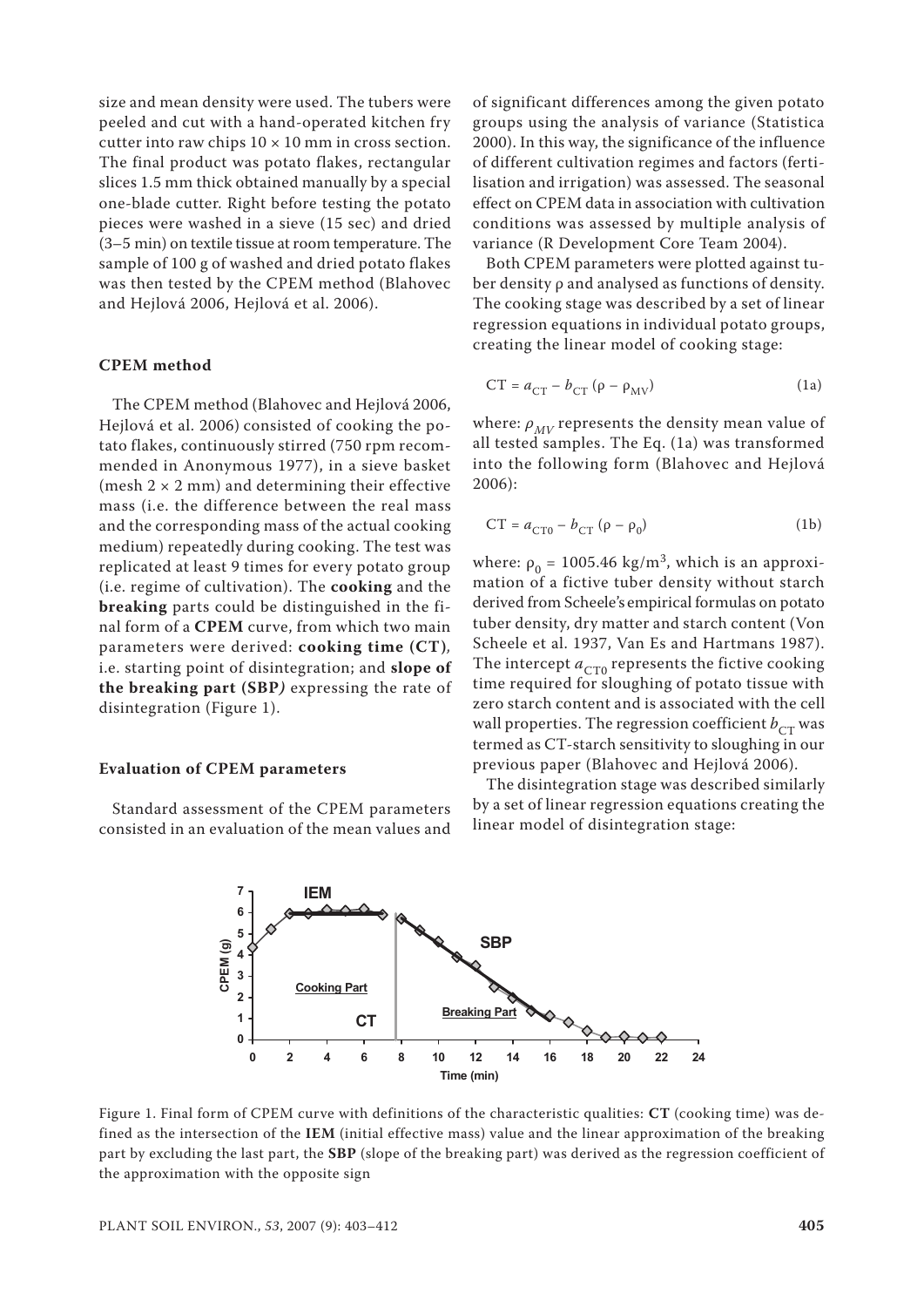size and mean density were used. The tubers were peeled and cut with a hand-operated kitchen fry cutter into raw chips 10 × 10 mm in cross section. The final product was potato flakes, rectangular slices 1.5 mm thick obtained manually by a special one-blade cutter. Right before testing the potato pieces were washed in a sieve (15 sec) and dried (3–5 min) on textile tissue at room temperature. The sample of 100 g of washed and dried potato flakes was then tested by the CPEM method (Blahovec and Hejlová 2006, Hejlová et al. 2006).

### CPEM method

The CPEM method (Blahovec and Hejlová 2006, Hejlová et al. 2006) consisted of cooking the potato flakes, continuously stirred (750 rpm recommended in Anonymous 1977), in a sieve basket (mesh 2 × 2 mm) and determining their effective mass (i.e. the difference between the real mass and the corresponding mass of the actual cooking medium) repeatedly during cooking. The test was replicated at least 9 times for every potato group (i.e. regime of cultivation). The **cooking** and the **breaking** parts could be distinguished in the final form of a **CPEM** curve, from which two main parameters were derived: **cooking time (CT)**, i.e. starting point of disintegration; and **slope of the breaking part (SBP)** expressing the rate of disintegration (Figure 1).

### Evaluation of CPEM parameters

Standard assessment of the CPEM parameters consisted in an evaluation of the mean values and of significant differences among the given potato groups using the analysis of variance (Statistica 2000). In this way, the significance of the influence of different cultivation regimes and factors (fertilisation and irrigation) was assessed. The seasonal effect on CPEM data in association with cultivation conditions was assessed by multiple analysis of variance (R Development Core Team 2004).

Both CPEM parameters were plotted against tuber density ρ and analysed as functions of density. The cooking stage was described by a set of linear regression equations in individual potato groups, creating the linear model of cooking stage:

$$CT = a_{CT} - b_{CT}\,(\rho - \rho_{MV}) \tag{1a}$$

where: $\rho_{MV}$ represents the density mean value of all tested samples. The Eq. (1a) was transformed into the following form (Blahovec and Hejlová 2006):

$$CT = a_{CT0} - b_{CT}\,(\rho - \rho_0) \tag{1b}$$

where: $\rho_0$ = 1005.46 kg/m$^3$, which is an approximation of a fictive tuber density without starch derived from Scheele's empirical formulas on potato tuber density, dry matter and starch content (Von Scheele et al. 1937, Van Es and Hartmans 1987). The intercept $a_{CT0}$ represents the fictive cooking time required for sloughing of potato tissue with zero starch content and is associated with the cell wall properties. The regression coefficient $b_{CT}$ was termed as CT-starch sensitivity to sloughing in our previous paper (Blahovec and Hejlová 2006).

The disintegration stage was described similarly by a set of linear regression equations creating the linear model of disintegration stage:

Figure 1. Final form of CPEM curve with definitions of the characteristic qualities: **CT** (cooking time) was defined as the intersection of the **IEM** (initial effective mass) value and the linear approximation of the breaking part by excluding the last part, the **SBP** (slope of the breaking part) was derived as the regression coefficient of the approximation with the opposite sign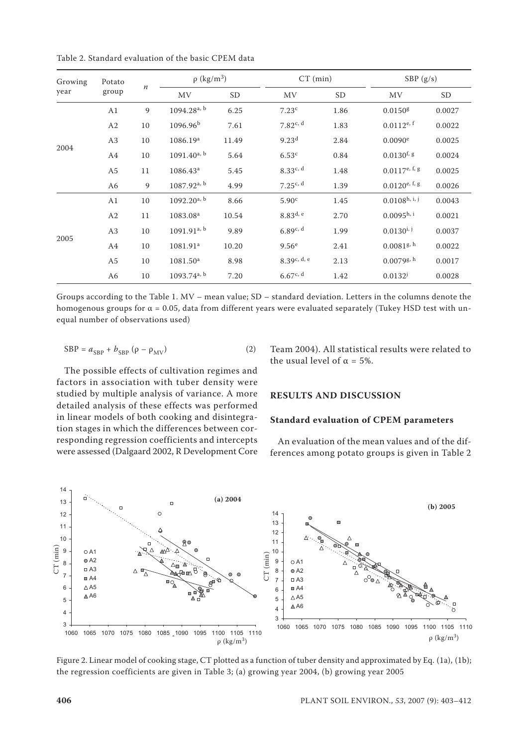Table 2. Standard evaluation of the basic CPEM data

| Growing year | Potato group | $n$ | $\rho$ (kg/m$^3$) | | CT (min) | | SBP (g/s) | |
|---|---|---|---|---|---|---|---|---|
| | | | MV | SD | MV | SD | MV | SD |
| 2004 | A1 | 9 | $1094.28^{a,b}$ | 6.25 | $7.23^{c}$ | 1.86 | $0.0150^{g}$ | 0.0027 |
| | A2 | 10 | $1096.96^{b}$ | 7.61 | $7.82^{c,d}$ | 1.83 | $0.0112^{e,f}$ | 0.0022 |
| | A3 | 10 | $1086.19^{a}$ | 11.49 | $9.23^{d}$ | 2.84 | $0.0090^{e}$ | 0.0025 |
| | A4 | 10 | $1091.40^{a,b}$ | 5.64 | $6.53^{c}$ | 0.84 | $0.0130^{f,g}$ | 0.0024 |
| | A5 | 11 | $1086.43^{a}$ | 5.45 | $8.33^{c,d}$ | 1.48 | $0.0117^{e,f,g}$ | 0.0025 |
| | A6 | 9 | $1087.92^{a,b}$ | 4.99 | $7.25^{c,d}$ | 1.39 | $0.0120^{e,f,g}$ | 0.0026 |
| 2005 | A1 | 10 | $1092.20^{a,b}$ | 8.66 | $5.90^{c}$ | 1.45 | $0.0108^{h,i,j}$ | 0.0043 |
| | A2 | 11 | $1083.08^{a}$ | 10.54 | $8.83^{d,e}$ | 2.70 | $0.0095^{h,i}$ | 0.0021 |
| | A3 | 10 | $1091.91^{a,b}$ | 9.89 | $6.89^{c,d}$ | 1.99 | $0.0130^{i,j}$ | 0.0037 |
| | A4 | 10 | $1081.91^{a}$ | 10.20 | $9.56^{e}$ | 2.41 | $0.0081^{g,h}$ | 0.0022 |
| | A5 | 10 | $1081.50^{a}$ | 8.98 | $8.39^{c,d,e}$ | 2.13 | $0.0079^{g,h}$ | 0.0017 |
| | A6 | 10 | $1093.74^{a,b}$ | 7.20 | $6.67^{c,d}$ | 1.42 | $0.0132^{j}$ | 0.0028 |

Groups according to the Table 1. MV – mean value; SD – standard deviation. Letters in the columns denote the homogenous groups for $\alpha = 0.05$, data from different years were evaluated separately (Tukey HSD test with unequal number of observations used)

$$\mathrm{SBP} = a_{\mathrm{SBP}} + b_{\mathrm{SBP}}\,(\rho - \rho_{\mathrm{MV}}) \qquad (2)$$

The possible effects of cultivation regimes and factors in association with tuber density were studied by multiple analysis of variance. A more detailed analysis of these effects was performed in linear models of both cooking and disintegration stages in which the differences between corresponding regression coefficients and intercepts were assessed (Dalgaard 2002, R Development Core Team 2004). All statistical results were related to the usual level of $\alpha = 5\%$.

## RESULTS AND DISCUSSION

### Standard evaluation of CPEM parameters

An evaluation of the mean values and of the differences among potato groups is given in Table 2

Figure 2. Linear model of cooking stage, CT plotted as a function of tuber density and approximated by Eq. (1a), (1b); the regression coefficients are given in Table 3; (a) growing year 2004, (b) growing year 2005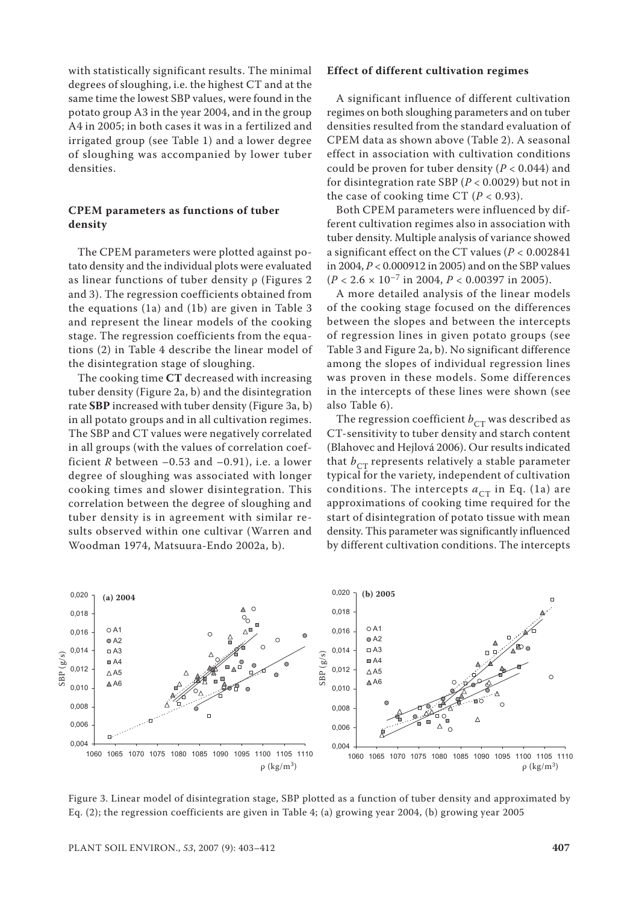with statistically significant results. The minimal degrees of sloughing, i.e. the highest CT and at the same time the lowest SBP values, were found in the potato group A3 in the year 2004, and in the group A4 in 2005; in both cases it was in a fertilized and irrigated group (see Table 1) and a lower degree of sloughing was accompanied by lower tuber densities.

### CPEM parameters as functions of tuber density

The CPEM parameters were plotted against potato density and the individual plots were evaluated as linear functions of tuber density ρ (Figures 2 and 3). The regression coefficients obtained from the equations (1a) and (1b) are given in Table 3 and represent the linear models of the cooking stage. The regression coefficients from the equations (2) in Table 4 describe the linear model of the disintegration stage of sloughing.

The cooking time **CT** decreased with increasing tuber density (Figure 2a, b) and the disintegration rate **SBP** increased with tuber density (Figure 3a, b) in all potato groups and in all cultivation regimes. The SBP and CT values were negatively correlated in all groups (with the values of correlation coefficient $R$ between –0.53 and –0.91), i.e. a lower degree of sloughing was associated with longer cooking times and slower disintegration. This correlation between the degree of sloughing and tuber density is in agreement with similar results observed within one cultivar (Warren and Woodman 1974, Matsuura-Endo 2002a, b).

### Effect of different cultivation regimes

A significant influence of different cultivation regimes on both sloughing parameters and on tuber densities resulted from the standard evaluation of CPEM data as shown above (Table 2). A seasonal effect in association with cultivation conditions could be proven for tuber density ($P < 0.044$) and for disintegration rate SBP ($P < 0.0029$) but not in the case of cooking time CT ($P < 0.93$).

Both CPEM parameters were influenced by different cultivation regimes also in association with tuber density. Multiple analysis of variance showed a significant effect on the CT values ($P < 0.002841$ in 2004, $P < 0.000912$ in 2005) and on the SBP values ($P < 2.6 \times 10^{-7}$ in 2004, $P < 0.00397$ in 2005).

A more detailed analysis of the linear models of the cooking stage focused on the differences between the slopes and between the intercepts of regression lines in given potato groups (see Table 3 and Figure 2a, b). No significant difference among the slopes of individual regression lines was proven in these models. Some differences in the intercepts of these lines were shown (see also Table 6).

The regression coefficient $b_{CT}$ was described as CT-sensitivity to tuber density and starch content (Blahovec and Hejlová 2006). Our results indicated that $b_{CT}$ represents relatively a stable parameter typical for the variety, independent of cultivation conditions. The intercepts $a_{CT}$ in Eq. (1a) are approximations of cooking time required for the start of disintegration of potato tissue with mean density. This parameter was significantly influenced by different cultivation conditions. The intercepts

Figure 3. Linear model of disintegration stage, SBP plotted as a function of tuber density and approximated by Eq. (2); the regression coefficients are given in Table 4; (a) growing year 2004, (b) growing year 2005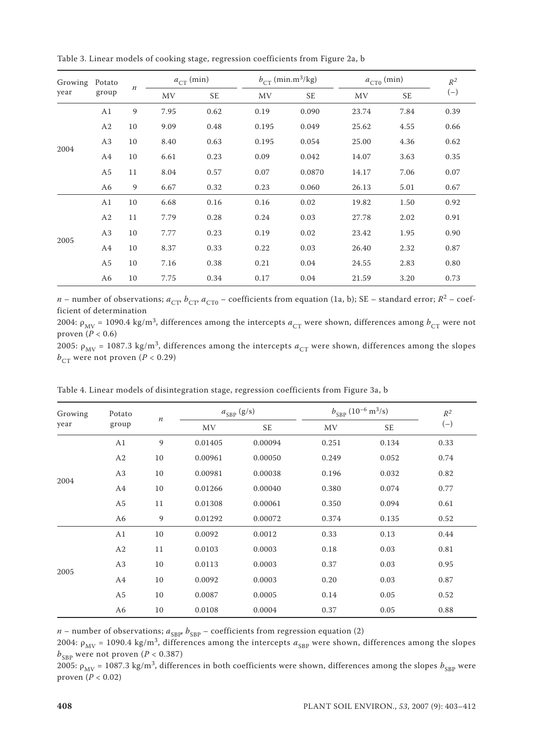Table 3. Linear models of cooking stage, regression coefficients from Figure 2a, b

| Growing year | Potato group | $n$ | $a_{CT}$ (min) | | $b_{CT}$ (min.m$^3$/kg) | | $a_{CT0}$ (min) | | $R^2$ (–) |
|---|---|---|---|---|---|---|---|---|---|
| | | | MV | SE | MV | SE | MV | SE | |
| 2004 | A1 | 9 | 7.95 | 0.62 | 0.19 | 0.090 | 23.74 | 7.84 | 0.39 |
| | A2 | 10 | 9.09 | 0.48 | 0.195 | 0.049 | 25.62 | 4.55 | 0.66 |
| | A3 | 10 | 8.40 | 0.63 | 0.195 | 0.054 | 25.00 | 4.36 | 0.62 |
| | A4 | 10 | 6.61 | 0.23 | 0.09 | 0.042 | 14.07 | 3.63 | 0.35 |
| | A5 | 11 | 8.04 | 0.57 | 0.07 | 0.0870 | 14.17 | 7.06 | 0.07 |
| | A6 | 9 | 6.67 | 0.32 | 0.23 | 0.060 | 26.13 | 5.01 | 0.67 |
| 2005 | A1 | 10 | 6.68 | 0.16 | 0.16 | 0.02 | 19.82 | 1.50 | 0.92 |
| | A2 | 11 | 7.79 | 0.28 | 0.24 | 0.03 | 27.78 | 2.02 | 0.91 |
| | A3 | 10 | 7.77 | 0.23 | 0.19 | 0.02 | 23.42 | 1.95 | 0.90 |
| | A4 | 10 | 8.37 | 0.33 | 0.22 | 0.03 | 26.40 | 2.32 | 0.87 |
| | A5 | 10 | 7.16 | 0.38 | 0.21 | 0.04 | 24.55 | 2.83 | 0.80 |
| | A6 | 10 | 7.75 | 0.34 | 0.17 | 0.04 | 21.59 | 3.20 | 0.73 |

$n$ – number of observations; $a_{CT}$, $b_{CT}$, $a_{CT0}$ – coefficients from equation (1a, b); SE – standard error; $R^2$ – coefficient of determination

2004: $\rho_{MV}$ = 1090.4 kg/m$^3$, differences among the intercepts $a_{CT}$ were shown, differences among $b_{CT}$ were not proven ($P < 0.6$)

2005: $\rho_{MV}$ = 1087.3 kg/m$^3$, differences among the intercepts $a_{CT}$ were shown, differences among the slopes $b_{CT}$ were not proven ($P < 0.29$)

Table 4. Linear models of disintegration stage, regression coefficients from Figure 3a, b

| Growing year | Potato group | $n$ | $a_{SBP}$ (g/s) | | $b_{SBP}$ ($10^{-6}$ m$^3$/s) | | $R^2$ (–) |
|---|---|---|---|---|---|---|---|
| | | | MV | SE | MV | SE | |
| 2004 | A1 | 9 | 0.01405 | 0.00094 | 0.251 | 0.134 | 0.33 |
| | A2 | 10 | 0.00961 | 0.00050 | 0.249 | 0.052 | 0.74 |
| | A3 | 10 | 0.00981 | 0.00038 | 0.196 | 0.032 | 0.82 |
| | A4 | 10 | 0.01266 | 0.00040 | 0.380 | 0.074 | 0.77 |
| | A5 | 11 | 0.01308 | 0.00061 | 0.350 | 0.094 | 0.61 |
| | A6 | 9 | 0.01292 | 0.00072 | 0.374 | 0.135 | 0.52 |
| 2005 | A1 | 10 | 0.0092 | 0.0012 | 0.33 | 0.13 | 0.44 |
| | A2 | 11 | 0.0103 | 0.0003 | 0.18 | 0.03 | 0.81 |
| | A3 | 10 | 0.0113 | 0.0003 | 0.37 | 0.03 | 0.95 |
| | A4 | 10 | 0.0092 | 0.0003 | 0.20 | 0.03 | 0.87 |
| | A5 | 10 | 0.0087 | 0.0005 | 0.14 | 0.05 | 0.52 |
| | A6 | 10 | 0.0108 | 0.0004 | 0.37 | 0.05 | 0.88 |

$n$ – number of observations; $a_{SBP}$, $b_{SBP}$ – coefficients from regression equation (2)

2004: $\rho_{MV}$ = 1090.4 kg/m$^3$, differences among the intercepts $a_{SBP}$ were shown, differences among the slopes $b_{SBP}$ were not proven ($P < 0.387$)

2005: $\rho_{MV}$ = 1087.3 kg/m$^3$, differences in both coefficients were shown, differences among the slopes $b_{SBP}$ were proven ($P < 0.02$)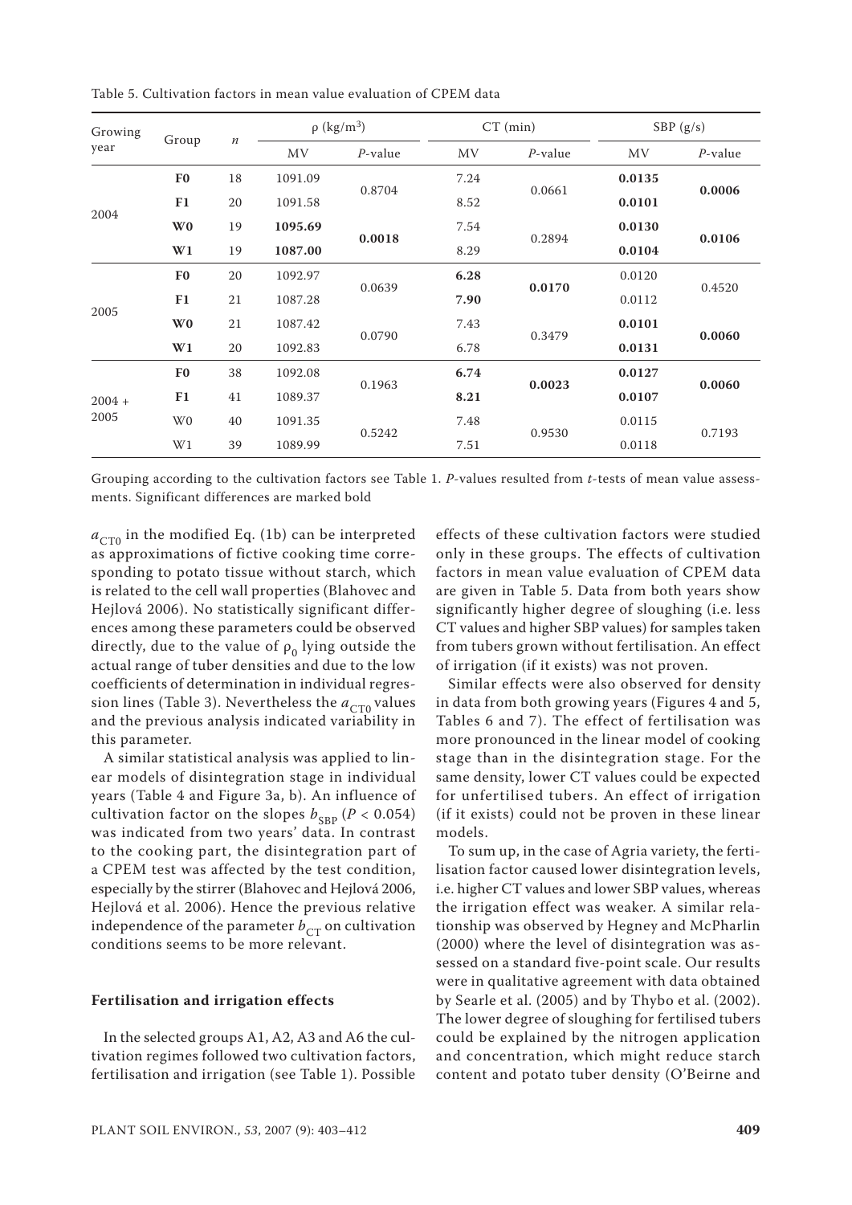Table 5. Cultivation factors in mean value evaluation of CPEM data

| Growing year | Group | $n$ | $\rho$ (kg/m$^3$) | | CT (min) | | SBP (g/s) | |
|---|---|---|---|---|---|---|---|---|
| | | | MV | $P$-value | MV | $P$-value | MV | $P$-value |
| 2004 | **F0** | 18 | 1091.09 | 0.8704 | 7.24 | 0.0661 | **0.0135** | **0.0006** |
| | **F1** | 20 | 1091.58 | | 8.52 | | **0.0101** | |
| | **W0** | 19 | **1095.69** | **0.0018** | 7.54 | 0.2894 | **0.0130** | **0.0106** |
| | **W1** | 19 | **1087.00** | | 8.29 | | **0.0104** | |
| 2005 | **F0** | 20 | 1092.97 | 0.0639 | **6.28** | **0.0170** | 0.0120 | 0.4520 |
| | **F1** | 21 | 1087.28 | | **7.90** | | 0.0112 | |
| | **W0** | 21 | 1087.42 | 0.0790 | 7.43 | 0.3479 | **0.0101** | **0.0060** |
| | **W1** | 20 | 1092.83 | | 6.78 | | **0.0131** | |
| 2004 + 2005 | **F0** | 38 | 1092.08 | 0.1963 | **6.74** | **0.0023** | **0.0127** | **0.0060** |
| | **F1** | 41 | 1089.37 | | **8.21** | | **0.0107** | |
| | W0 | 40 | 1091.35 | 0.5242 | 7.48 | 0.9530 | 0.0115 | 0.7193 |
| | W1 | 39 | 1089.99 | | 7.51 | | 0.0118 | |

Grouping according to the cultivation factors see Table 1. $P$-values resulted from $t$-tests of mean value assessments. Significant differences are marked bold

$a_{CT0}$ in the modified Eq. (1b) can be interpreted as approximations of fictive cooking time corresponding to potato tissue without starch, which is related to the cell wall properties (Blahovec and Hejlová 2006). No statistically significant differences among these parameters could be observed directly, due to the value of $\rho_0$ lying outside the actual range of tuber densities and due to the low coefficients of determination in individual regression lines (Table 3). Nevertheless the $a_{CT0}$ values and the previous analysis indicated variability in this parameter.

A similar statistical analysis was applied to linear models of disintegration stage in individual years (Table 4 and Figure 3a, b). An influence of cultivation factor on the slopes $b_{SBP}$ ($P < 0.054$) was indicated from two years' data. In contrast to the cooking part, the disintegration part of a CPEM test was affected by the test condition, especially by the stirrer (Blahovec and Hejlová 2006, Hejlová et al. 2006). Hence the previous relative independence of the parameter $b_{CT}$ on cultivation conditions seems to be more relevant.

### Fertilisation and irrigation effects

In the selected groups A1, A2, A3 and A6 the cultivation regimes followed two cultivation factors, fertilisation and irrigation (see Table 1). Possible effects of these cultivation factors were studied only in these groups. The effects of cultivation factors in mean value evaluation of CPEM data are given in Table 5. Data from both years show significantly higher degree of sloughing (i.e. less CT values and higher SBP values) for samples taken from tubers grown without fertilisation. An effect of irrigation (if it exists) was not proven.

Similar effects were also observed for density in data from both growing years (Figures 4 and 5, Tables 6 and 7). The effect of fertilisation was more pronounced in the linear model of cooking stage than in the disintegration stage. For the same density, lower CT values could be expected for unfertilised tubers. An effect of irrigation (if it exists) could not be proven in these linear models.

To sum up, in the case of Agria variety, the fertilisation factor caused lower disintegration levels, i.e. higher CT values and lower SBP values, whereas the irrigation effect was weaker. A similar relationship was observed by Hegney and McPharlin (2000) where the level of disintegration was assessed on a standard five-point scale. Our results were in qualitative agreement with data obtained by Searle et al. (2005) and by Thybo et al. (2002). The lower degree of sloughing for fertilised tubers could be explained by the nitrogen application and concentration, which might reduce starch content and potato tuber density (O'Beirne and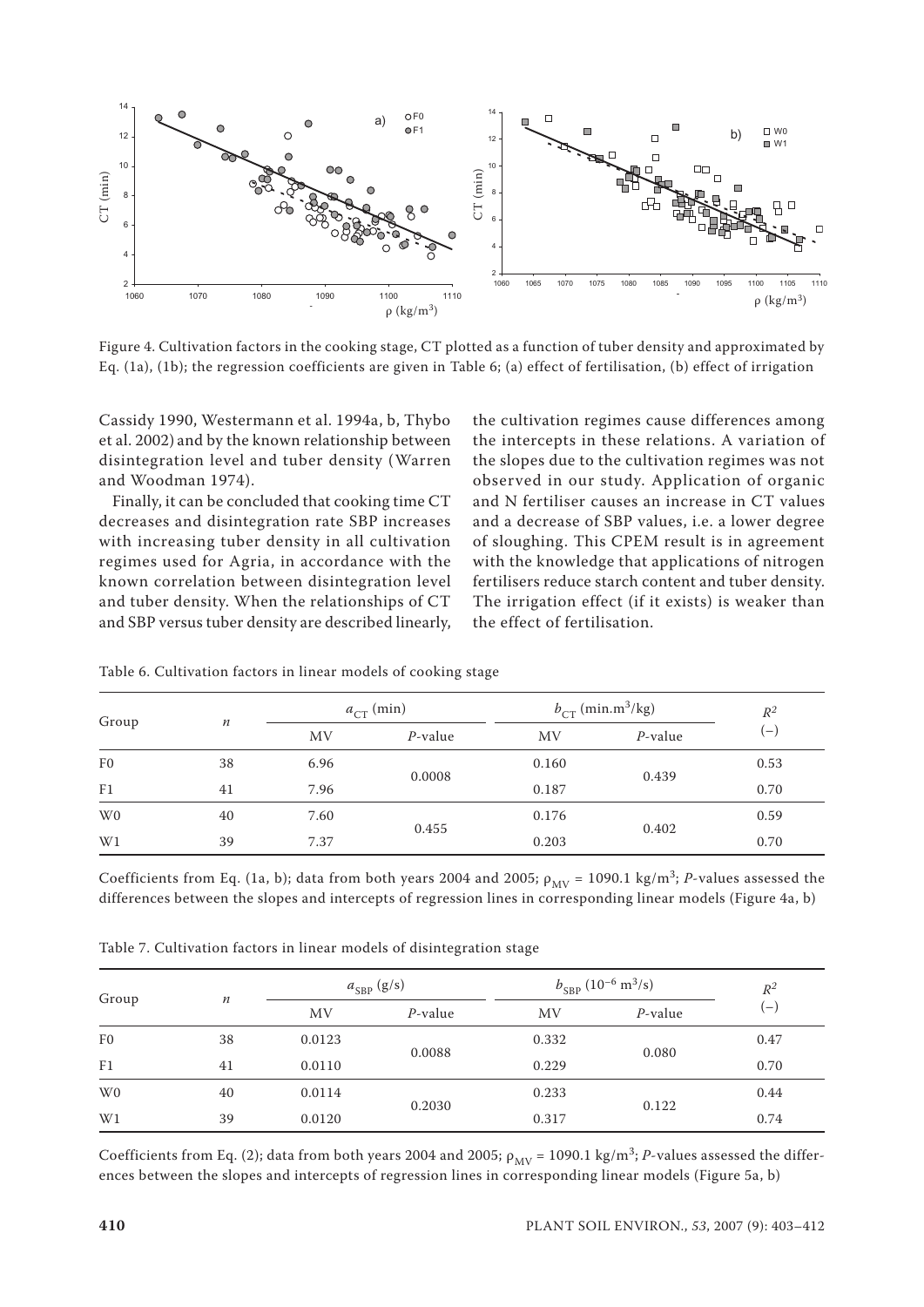Figure 4. Cultivation factors in the cooking stage, CT plotted as a function of tuber density and approximated by Eq. (1a), (1b); the regression coefficients are given in Table 6; (a) effect of fertilisation, (b) effect of irrigation

Cassidy 1990, Westermann et al. 1994a, b, Thybo et al. 2002) and by the known relationship between disintegration level and tuber density (Warren and Woodman 1974).

Finally, it can be concluded that cooking time CT decreases and disintegration rate SBP increases with increasing tuber density in all cultivation regimes used for Agria, in accordance with the known correlation between disintegration level and tuber density. When the relationships of CT and SBP versus tuber density are described linearly, the cultivation regimes cause differences among the intercepts in these relations. A variation of the slopes due to the cultivation regimes was not observed in our study. Application of organic and N fertiliser causes an increase in CT values and a decrease of SBP values, i.e. a lower degree of sloughing. This CPEM result is in agreement with the knowledge that applications of nitrogen fertilisers reduce starch content and tuber density. The irrigation effect (if it exists) is weaker than the effect of fertilisation.

Table 6. Cultivation factors in linear models of cooking stage

| Group | $n$ | $a_{CT}$ (min) | | $b_{CT}$ (min.m$^3$/kg) | | $R^2$ |
|---|---|---|---|---|---|---|
| | | MV | $P$-value | MV | $P$-value | (–) |
| F0 | 38 | 6.96 | 0.0008 | 0.160 | 0.439 | 0.53 |
| F1 | 41 | 7.96 | | 0.187 | | 0.70 |
| W0 | 40 | 7.60 | 0.455 | 0.176 | 0.402 | 0.59 |
| W1 | 39 | 7.37 | | 0.203 | | 0.70 |

Coefficients from Eq. (1a, b); data from both years 2004 and 2005; $\rho_{MV}$ = 1090.1 kg/m$^3$; $P$-values assessed the differences between the slopes and intercepts of regression lines in corresponding linear models (Figure 4a, b)

Table 7. Cultivation factors in linear models of disintegration stage

| Group | $n$ | $a_{SBP}$ (g/s) | | $b_{SBP}$ ($10^{-6}$ m$^3$/s) | | $R^2$ |
|---|---|---|---|---|---|---|
| | | MV | $P$-value | MV | $P$-value | (–) |
| F0 | 38 | 0.0123 | 0.0088 | 0.332 | 0.080 | 0.47 |
| F1 | 41 | 0.0110 | | 0.229 | | 0.70 |
| W0 | 40 | 0.0114 | 0.2030 | 0.233 | 0.122 | 0.44 |
| W1 | 39 | 0.0120 | | 0.317 | | 0.74 |

Coefficients from Eq. (2); data from both years 2004 and 2005; $\rho_{MV}$ = 1090.1 kg/m$^3$; $P$-values assessed the differences between the slopes and intercepts of regression lines in corresponding linear models (Figure 5a, b)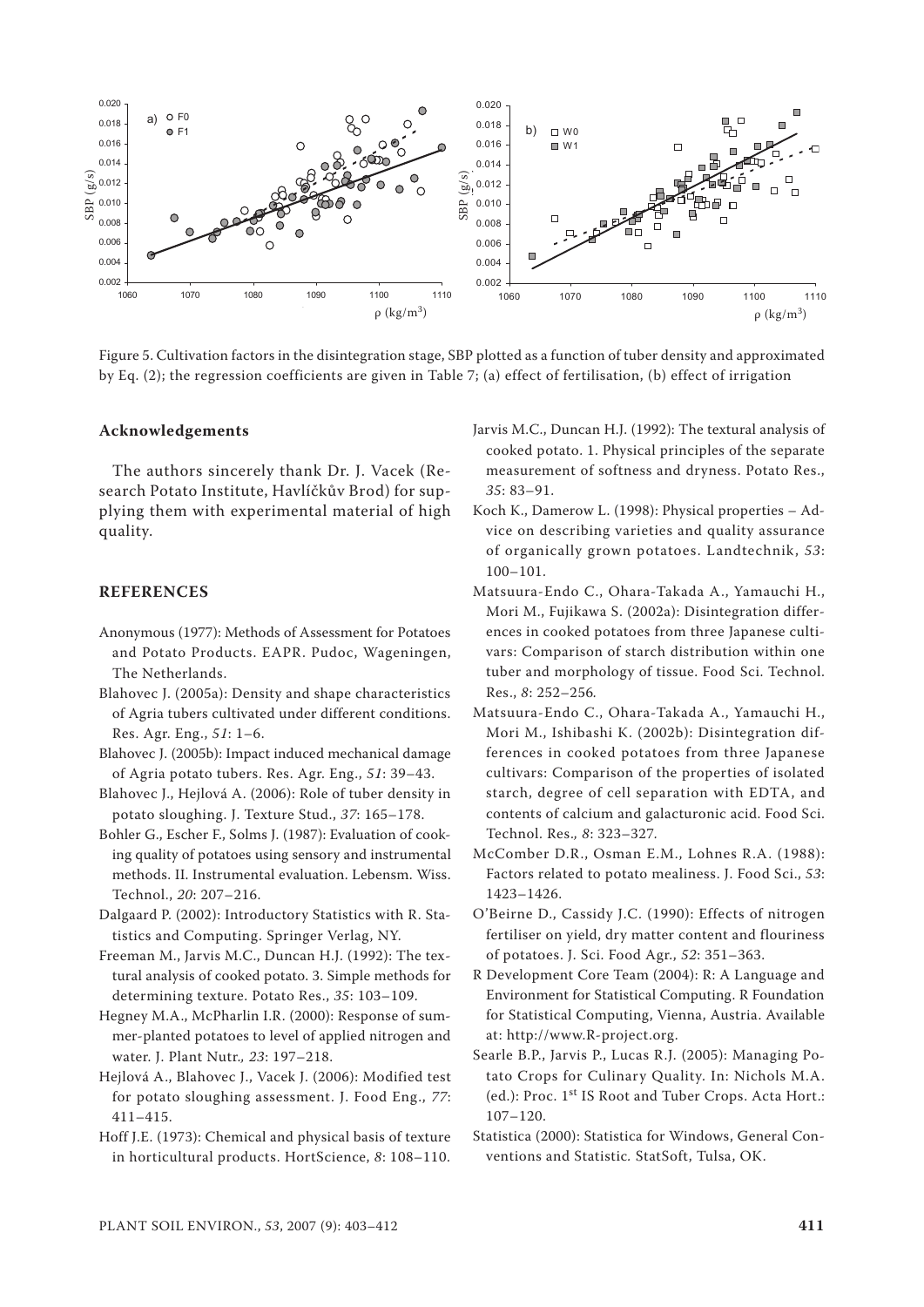Figure 5. Cultivation factors in the disintegration stage, SBP plotted as a function of tuber density and approximated by Eq. (2); the regression coefficients are given in Table 7; (a) effect of fertilisation, (b) effect of irrigation

## Acknowledgements

The authors sincerely thank Dr. J. Vacek (Research Potato Institute, Havlíčkův Brod) for supplying them with experimental material of high quality.

## REFERENCES

Anonymous (1977): Methods of Assessment for Potatoes and Potato Products. EAPR. Pudoc, Wageningen, The Netherlands.

Blahovec J. (2005a): Density and shape characteristics of Agria tubers cultivated under different conditions. Res. Agr. Eng., *51*: 1–6.

Blahovec J. (2005b): Impact induced mechanical damage of Agria potato tubers. Res. Agr. Eng., *51*: 39–43.

Blahovec J., Hejlová A. (2006): Role of tuber density in potato sloughing. J. Texture Stud., *37*: 165–178.

Bohler G., Escher F., Solms J. (1987): Evaluation of cooking quality of potatoes using sensory and instrumental methods. II. Instrumental evaluation. Lebensm. Wiss. Technol., *20*: 207–216.

Dalgaard P. (2002): Introductory Statistics with R. Statistics and Computing. Springer Verlag, NY.

Freeman M., Jarvis M.C., Duncan H.J. (1992): The textural analysis of cooked potato. 3. Simple methods for determining texture. Potato Res., *35*: 103–109.

Hegney M.A., McPharlin I.R. (2000): Response of summer-planted potatoes to level of applied nitrogen and water. J. Plant Nutr., *23*: 197–218.

Hejlová A., Blahovec J., Vacek J. (2006): Modified test for potato sloughing assessment. J. Food Eng., *77*: 411–415.

Hoff J.E. (1973): Chemical and physical basis of texture in horticultural products. HortScience, *8*: 108–110.

Jarvis M.C., Duncan H.J. (1992): The textural analysis of cooked potato. 1. Physical principles of the separate measurement of softness and dryness. Potato Res., *35*: 83–91.

Koch K., Damerow L. (1998): Physical properties – Advice on describing varieties and quality assurance of organically grown potatoes. Landtechnik, *53*: 100–101.

Matsuura-Endo C., Ohara-Takada A., Yamauchi H., Mori M., Fujikawa S. (2002a): Disintegration differences in cooked potatoes from three Japanese cultivars: Comparison of starch distribution within one tuber and morphology of tissue. Food Sci. Technol. Res., *8*: 252–256.

Matsuura-Endo C., Ohara-Takada A., Yamauchi H., Mori M., Ishibashi K. (2002b): Disintegration differences in cooked potatoes from three Japanese cultivars: Comparison of the properties of isolated starch, degree of cell separation with EDTA, and contents of calcium and galacturonic acid. Food Sci. Technol. Res., *8*: 323–327.

McComber D.R., Osman E.M., Lohnes R.A. (1988): Factors related to potato mealiness. J. Food Sci., *53*: 1423–1426.

O'Beirne D., Cassidy J.C. (1990): Effects of nitrogen fertiliser on yield, dry matter content and flouriness of potatoes. J. Sci. Food Agr., *52*: 351–363.

R Development Core Team (2004): R: A Language and Environment for Statistical Computing. R Foundation for Statistical Computing, Vienna, Austria. Available at: http://www.R-project.org.

Searle B.P., Jarvis P., Lucas R.J. (2005): Managing Potato Crops for Culinary Quality. In: Nichols M.A. (ed.): Proc. 1st IS Root and Tuber Crops. Acta Hort.: 107–120.

Statistica (2000): Statistica for Windows, General Conventions and Statistic. StatSoft, Tulsa, OK.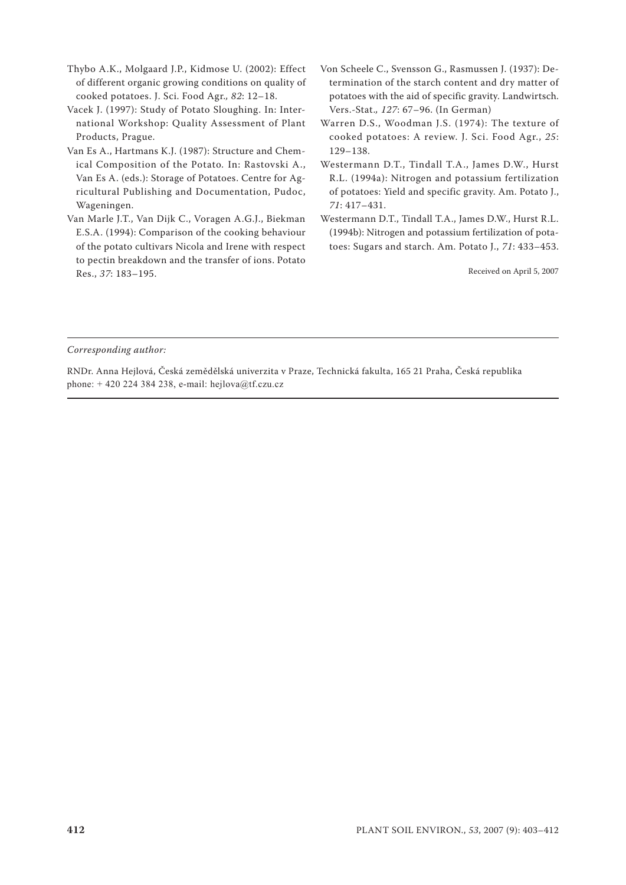Thybo A.K., Molgaard J.P., Kidmose U. (2002): Effect of different organic growing conditions on quality of cooked potatoes. J. Sci. Food Agr., *82*: 12–18.

Vacek J. (1997): Study of Potato Sloughing. In: International Workshop: Quality Assessment of Plant Products, Prague.

Van Es A., Hartmans K.J. (1987): Structure and Chemical Composition of the Potato. In: Rastovski A., Van Es A. (eds.): Storage of Potatoes. Centre for Agricultural Publishing and Documentation, Pudoc, Wageningen.

Van Marle J.T., Van Dijk C., Voragen A.G.J., Biekman E.S.A. (1994): Comparison of the cooking behaviour of the potato cultivars Nicola and Irene with respect to pectin breakdown and the transfer of ions. Potato Res., *37*: 183–195.

Von Scheele C., Svensson G., Rasmussen J. (1937): Determination of the starch content and dry matter of potatoes with the aid of specific gravity. Landwirtsch. Vers.-Stat., *127*: 67–96. (In German)

Warren D.S., Woodman J.S. (1974): The texture of cooked potatoes: A review. J. Sci. Food Agr., *25*: 129–138.

Westermann D.T., Tindall T.A., James D.W., Hurst R.L. (1994a): Nitrogen and potassium fertilization of potatoes: Yield and specific gravity. Am. Potato J., *71*: 417–431.

Westermann D.T., Tindall T.A., James D.W., Hurst R.L. (1994b): Nitrogen and potassium fertilization of potatoes: Sugars and starch. Am. Potato J., *71*: 433–453.

Received on April 5, 2007

*Corresponding author:*

RNDr. Anna Hejlová, Česká zemědělská univerzita v Praze, Technická fakulta, 165 21 Praha, Česká republika
phone: + 420 224 384 238, e-mail: hejlova@tf.czu.cz